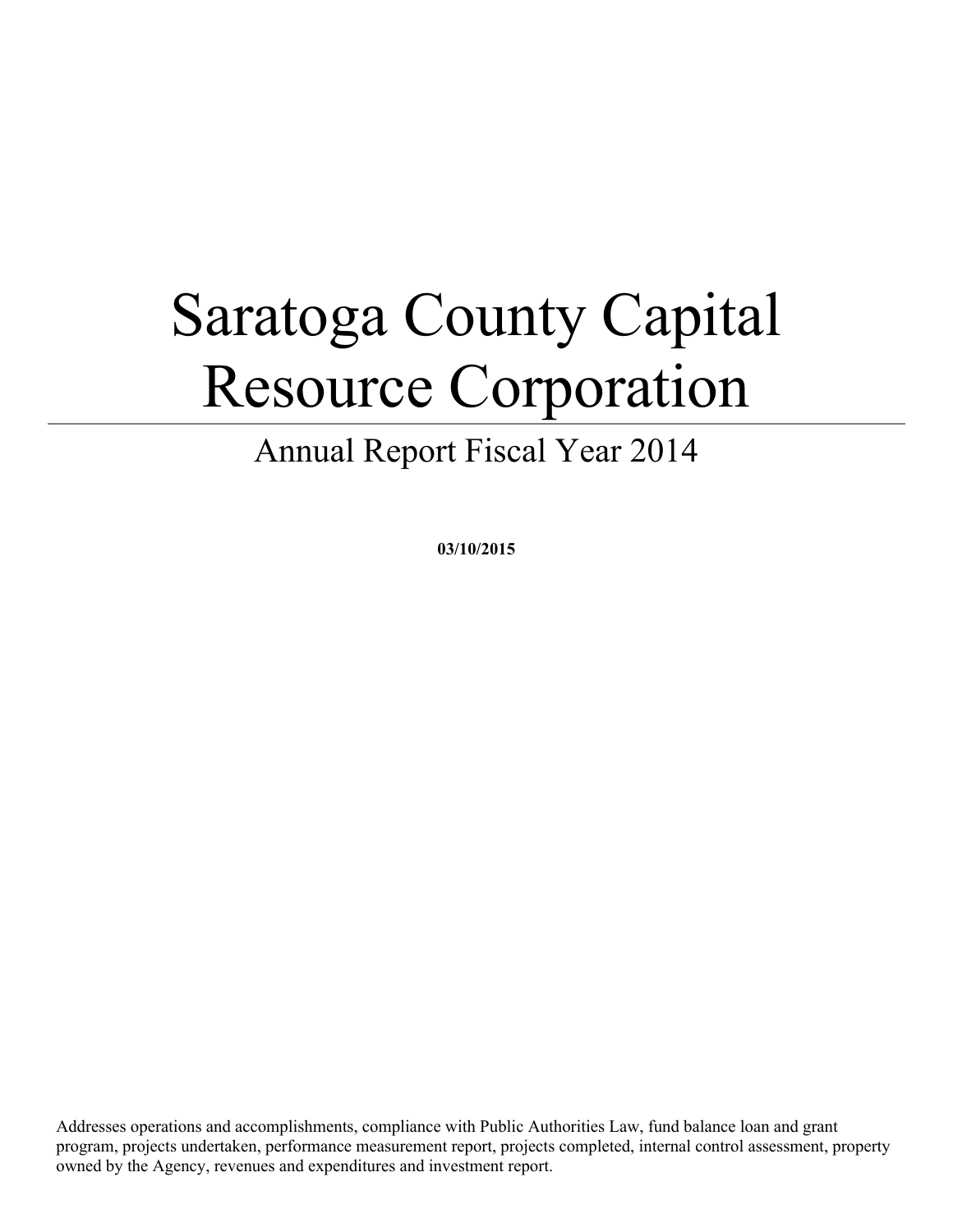# Saratoga County Capital Resource Corporation

## Annual Report Fiscal Year 2014

**03/10/2015**

Addresses operations and accomplishments, compliance with Public Authorities Law, fund balance loan and grant program, projects undertaken, performance measurement report, projects completed, internal control assessment, property owned by the Agency, revenues and expenditures and investment report.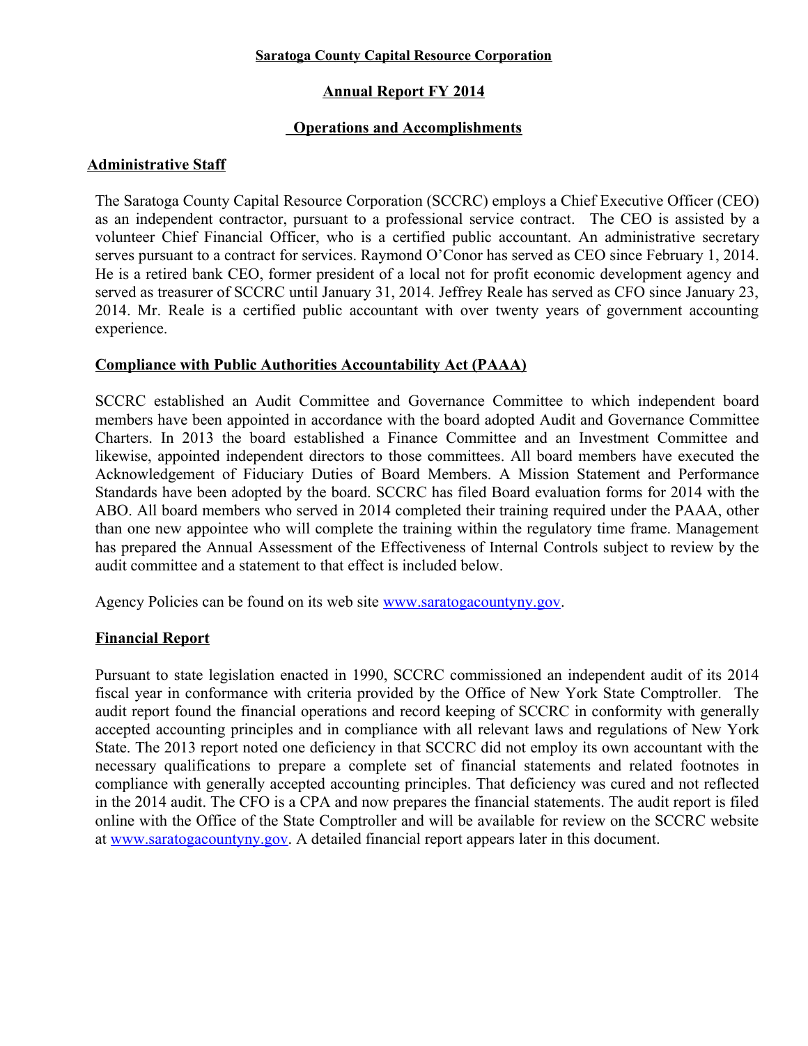**Saratoga County Capital Resource Corporation**

**Annual Report FY 2014**

**Operations and Accomplishments**

## Administrative Staff

The Saratoga County Capital Resource Corporation (SCCRC) employs a Chief Executive Officer (CEO) as an independent contractor, pursuant to a professional service contract. The CEO is assisted by a volunteer Chief Financial Officer, who is a certified public accountant. An administrative secretary serves pursuant to a contract for services. Raymond O'Conor has served as CEO since February 1, 2014. He is a retired bank CEO, former president of a local not for profit economic development agency and served as treasurer of SCCRC until January 31, 2014. Jeffrey Reale has served as CFO since January 23, 2014. Mr. Reale is a certified public accountant with over twenty years of government accounting experience.

## Compliance with Public Authorities Accountability Act (PAAA)

SCCRC established an Audit Committee and Governance Committee to which independent board members have been appointed in accordance with the board adopted Audit and Governance Committee Charters. In 2013 the board established a Finance Committee and an Investment Committee and likewise, appointed independent directors to those committees. All board members have executed the Acknowledgement of Fiduciary Duties of Board Members. A Mission Statement and Performance Standards have been adopted by the board. SCCRC has filed Board evaluation forms for 2014 with the ABO. All board members who served in 2014 completed their training required under the PAAA, other than one new appointee who will complete the training within the regulatory time frame. Management has prepared the Annual Assessment of the Effectiveness of Internal Controls subject to review by the audit committee and a statement to that effect is included below.

Agency Policies can be found on its web site www.saratogacountyny.gov.

## Financial Report

Pursuant to state legislation enacted in 1990, SCCRC commissioned an independent audit of its 2014 fiscal year in conformance with criteria provided by the Office of New York State Comptroller. The audit report found the financial operations and record keeping of SCCRC in conformity with generally accepted accounting principles and in compliance with all relevant laws and regulations of New York State. The 2013 report noted one deficiency in that SCCRC did not employ its own accountant with the necessary qualifications to prepare a complete set of financial statements and related footnotes in compliance with generally accepted accounting principles. That deficiency was cured and not reflected in the 2014 audit. The CFO is a CPA and now prepares the financial statements. The audit report is filed online with the Office of the State Comptroller and will be available for review on the SCCRC website at www.saratogacountyny.gov. A detailed financial report appears later in this document.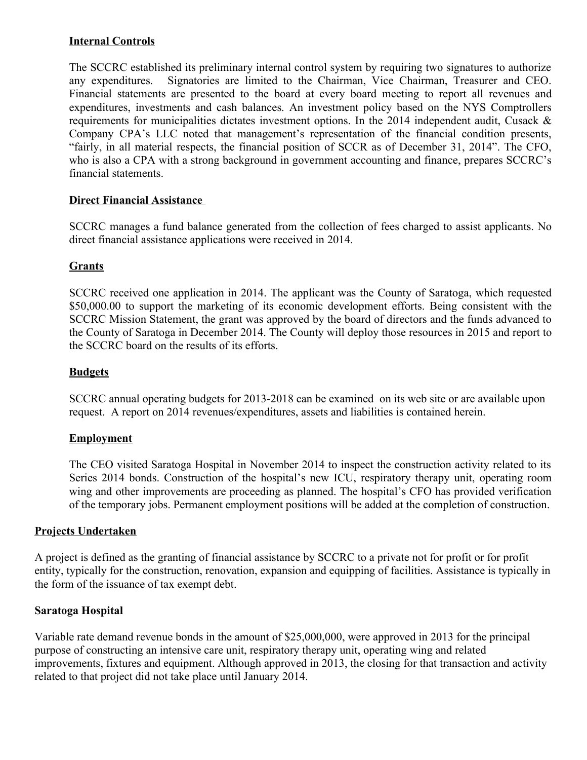### Internal Controls

The SCCRC established its preliminary internal control system by requiring two signatures to authorize any expenditures. Signatories are limited to the Chairman, Vice Chairman, Treasurer and CEO. Financial statements are presented to the board at every board meeting to report all revenues and expenditures, investments and cash balances. An investment policy based on the NYS Comptrollers requirements for municipalities dictates investment options. In the 2014 independent audit, Cusack & Company CPA's LLC noted that management's representation of the financial condition presents, "fairly, in all material respects, the financial position of SCCR as of December 31, 2014". The CFO, who is also a CPA with a strong background in government accounting and finance, prepares SCCRC's financial statements.

### Direct Financial Assistance

SCCRC manages a fund balance generated from the collection of fees charged to assist applicants. No direct financial assistance applications were received in 2014.

### Grants

SCCRC received one application in 2014. The applicant was the County of Saratoga, which requested $50,000.00 to support the marketing of its economic development efforts. Being consistent with the SCCRC Mission Statement, the grant was approved by the board of directors and the funds advanced to the County of Saratoga in December 2014. The County will deploy those resources in 2015 and report to the SCCRC board on the results of its efforts.

### Budgets

SCCRC annual operating budgets for 2013-2018 can be examined on its web site or are available upon request. A report on 2014 revenues/expenditures, assets and liabilities is contained herein.

### Employment

The CEO visited Saratoga Hospital in November 2014 to inspect the construction activity related to its Series 2014 bonds. Construction of the hospital's new ICU, respiratory therapy unit, operating room wing and other improvements are proceeding as planned. The hospital's CFO has provided verification of the temporary jobs. Permanent employment positions will be added at the completion of construction.

## Projects Undertaken

A project is defined as the granting of financial assistance by SCCRC to a private not for profit or for profit entity, typically for the construction, renovation, expansion and equipping of facilities. Assistance is typically in the form of the issuance of tax exempt debt.

**Saratoga Hospital**

Variable rate demand revenue bonds in the amount of $25,000,000, were approved in 2013 for the principal purpose of constructing an intensive care unit, respiratory therapy unit, operating wing and related improvements, fixtures and equipment. Although approved in 2013, the closing for that transaction and activity related to that project did not take place until January 2014.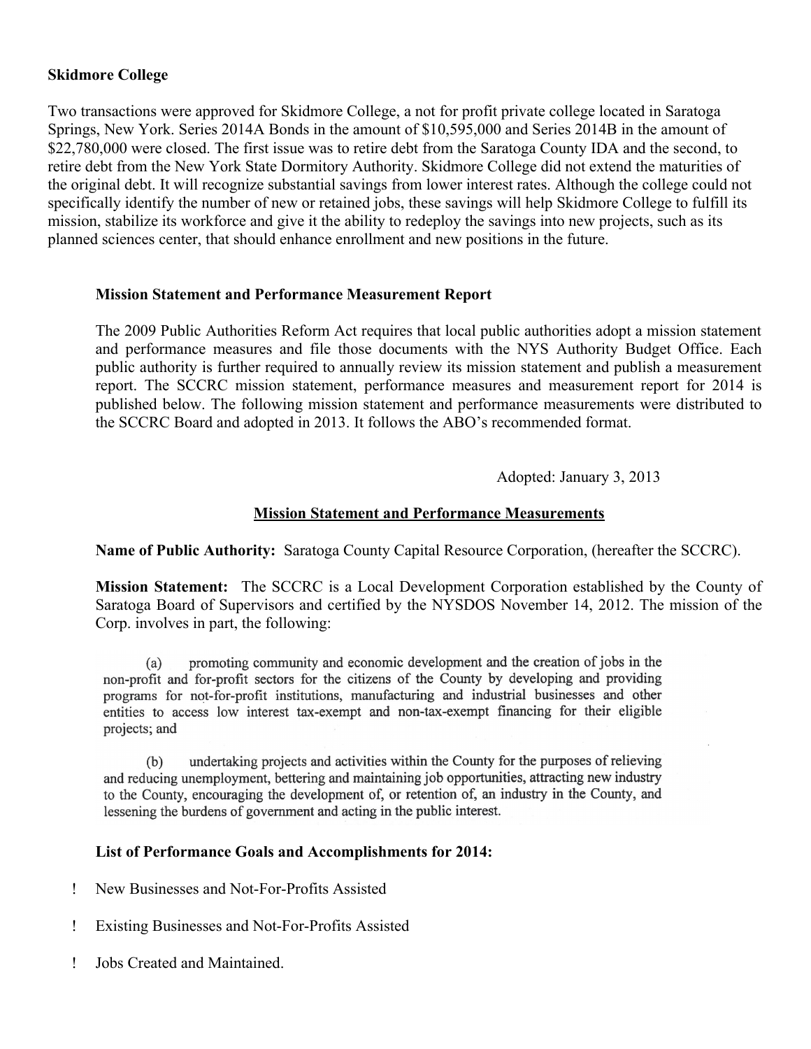**Skidmore College**

Two transactions were approved for Skidmore College, a not for profit private college located in Saratoga Springs, New York. Series 2014A Bonds in the amount of $10,595,000 and Series 2014B in the amount of $22,780,000 were closed. The first issue was to retire debt from the Saratoga County IDA and the second, to retire debt from the New York State Dormitory Authority. Skidmore College did not extend the maturities of the original debt. It will recognize substantial savings from lower interest rates. Although the college could not specifically identify the number of new or retained jobs, these savings will help Skidmore College to fulfill its mission, stabilize its workforce and give it the ability to redeploy the savings into new projects, such as its planned sciences center, that should enhance enrollment and new positions in the future.

**Mission Statement and Performance Measurement Report**

The 2009 Public Authorities Reform Act requires that local public authorities adopt a mission statement and performance measures and file those documents with the NYS Authority Budget Office. Each public authority is further required to annually review its mission statement and publish a measurement report. The SCCRC mission statement, performance measures and measurement report for 2014 is published below. The following mission statement and performance measurements were distributed to the SCCRC Board and adopted in 2013. It follows the ABO's recommended format.

Adopted: January 3, 2013

**Mission Statement and Performance Measurements**

**Name of Public Authority:** Saratoga County Capital Resource Corporation, (hereafter the SCCRC).

**Mission Statement:** The SCCRC is a Local Development Corporation established by the County of Saratoga Board of Supervisors and certified by the NYSDOS November 14, 2012. The mission of the Corp. involves in part, the following:

(a) promoting community and economic development and the creation of jobs in the non-profit and for-profit sectors for the citizens of the County by developing and providing programs for not-for-profit institutions, manufacturing and industrial businesses and other entities to access low interest tax-exempt and non-tax-exempt financing for their eligible projects; and

(b) undertaking projects and activities within the County for the purposes of relieving and reducing unemployment, bettering and maintaining job opportunities, attracting new industry to the County, encouraging the development of, or retention of, an industry in the County, and lessening the burdens of government and acting in the public interest.

**List of Performance Goals and Accomplishments for 2014:**

- New Businesses and Not-For-Profits Assisted
- Existing Businesses and Not-For-Profits Assisted
- Jobs Created and Maintained.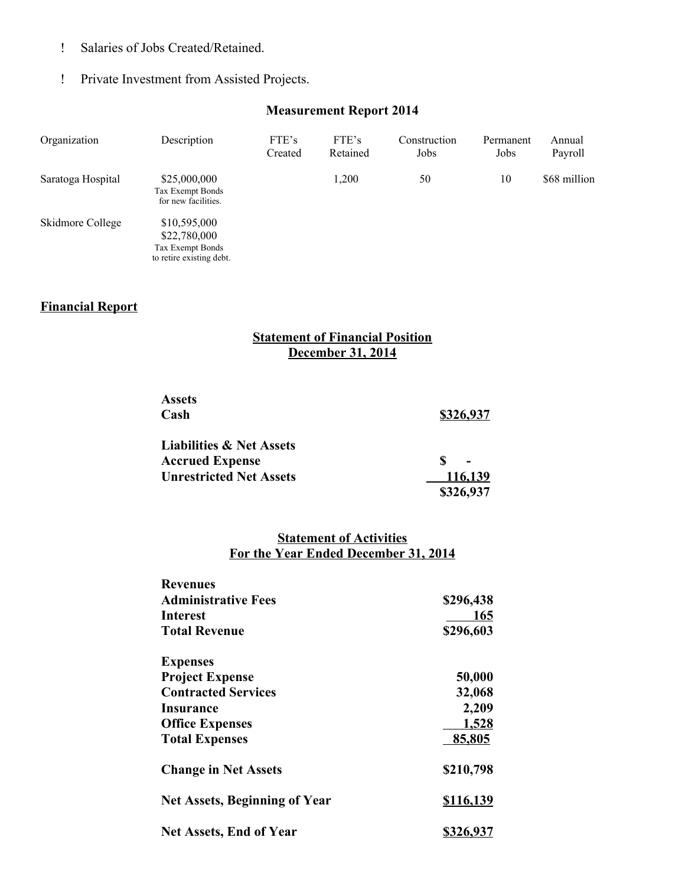- Salaries of Jobs Created/Retained.
- Private Investment from Assisted Projects.

## Measurement Report 2014

| Organization | Description | FTE's Created | FTE's Retained | Construction Jobs | Permanent Jobs | Annual Payroll |
|---|---|---|---|---|---|---|
| Saratoga Hospital | $25,000,000 Tax Exempt Bonds for new facilities. | | 1,200 | 50 | 10 | $68 million |
| Skidmore College | $10,595,000 $22,780,000 Tax Exempt Bonds to retire existing debt. | | | | | |

## Financial Report

### Statement of Financial Position December 31, 2014

| | |
|---|---|
| **Assets** | |
| **Cash** | **$326,937** |
| **Liabilities & Net Assets** | |
| **Accrued Expense** | **$ -** |
| **Unrestricted Net Assets** | **116,139** |
| | **$326,937** |

### Statement of Activities For the Year Ended December 31, 2014

| | |
|---|---|
| **Revenues** | |
| **Administrative Fees** | **$296,438** |
| **Interest** | **165** |
| **Total Revenue** | **$296,603** |
| **Expenses** | |
| **Project Expense** | **50,000** |
| **Contracted Services** | **32,068** |
| **Insurance** | **2,209** |
| **Office Expenses** | **1,528** |
| **Total Expenses** | **85,805** |
| **Change in Net Assets** | **$210,798** |
| **Net Assets, Beginning of Year** | **$116,139** |
| **Net Assets, End of Year** | **$326,937** |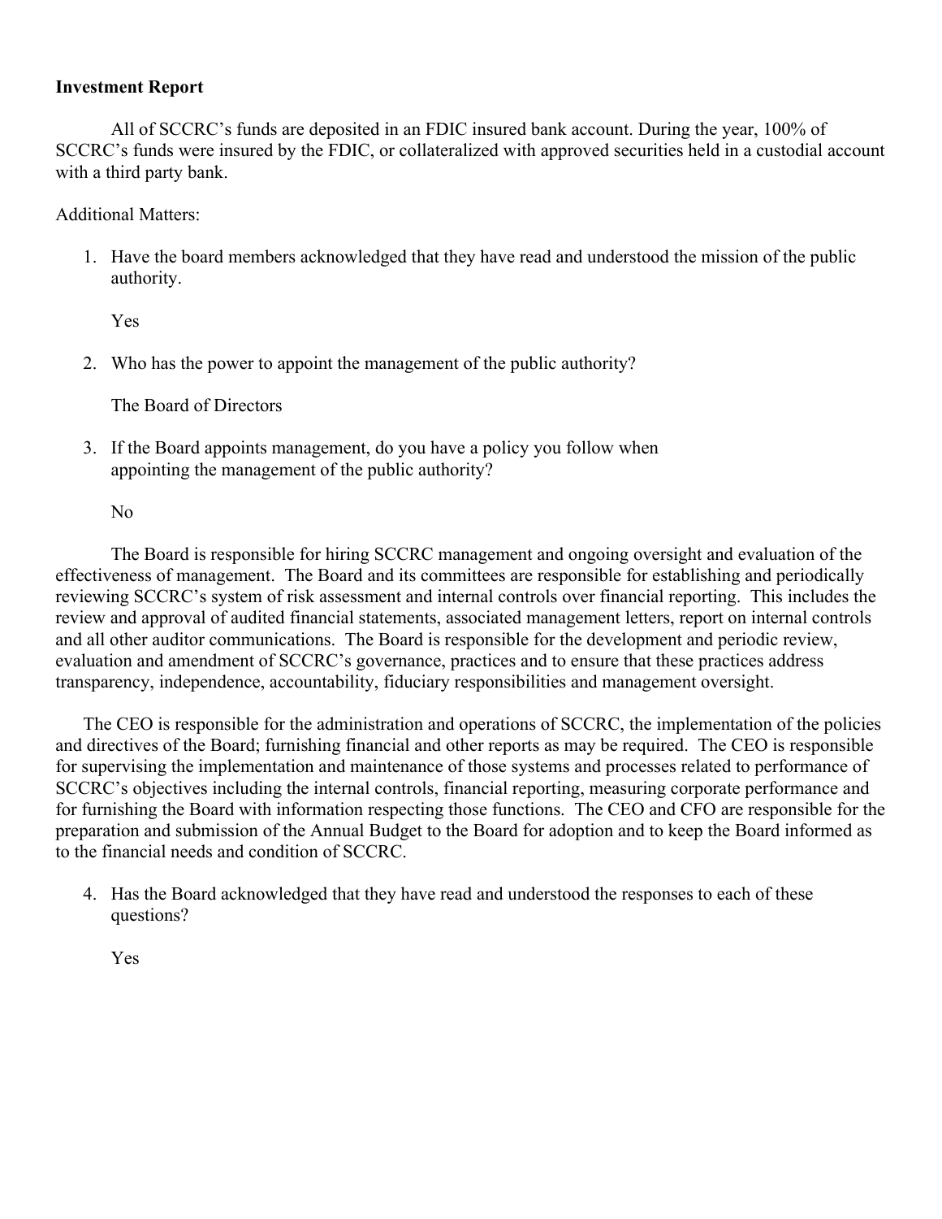**Investment Report**

All of SCCRC's funds are deposited in an FDIC insured bank account. During the year, 100% of SCCRC's funds were insured by the FDIC, or collateralized with approved securities held in a custodial account with a third party bank.

Additional Matters:

1. Have the board members acknowledged that they have read and understood the mission of the public authority.

   Yes

2. Who has the power to appoint the management of the public authority?

   The Board of Directors

3. If the Board appoints management, do you have a policy you follow when appointing the management of the public authority?

   No

The Board is responsible for hiring SCCRC management and ongoing oversight and evaluation of the effectiveness of management. The Board and its committees are responsible for establishing and periodically reviewing SCCRC's system of risk assessment and internal controls over financial reporting. This includes the review and approval of audited financial statements, associated management letters, report on internal controls and all other auditor communications. The Board is responsible for the development and periodic review, evaluation and amendment of SCCRC's governance, practices and to ensure that these practices address transparency, independence, accountability, fiduciary responsibilities and management oversight.

The CEO is responsible for the administration and operations of SCCRC, the implementation of the policies and directives of the Board; furnishing financial and other reports as may be required. The CEO is responsible for supervising the implementation and maintenance of those systems and processes related to performance of SCCRC's objectives including the internal controls, financial reporting, measuring corporate performance and for furnishing the Board with information respecting those functions. The CEO and CFO are responsible for the preparation and submission of the Annual Budget to the Board for adoption and to keep the Board informed as to the financial needs and condition of SCCRC.

4. Has the Board acknowledged that they have read and understood the responses to each of these questions?

   Yes